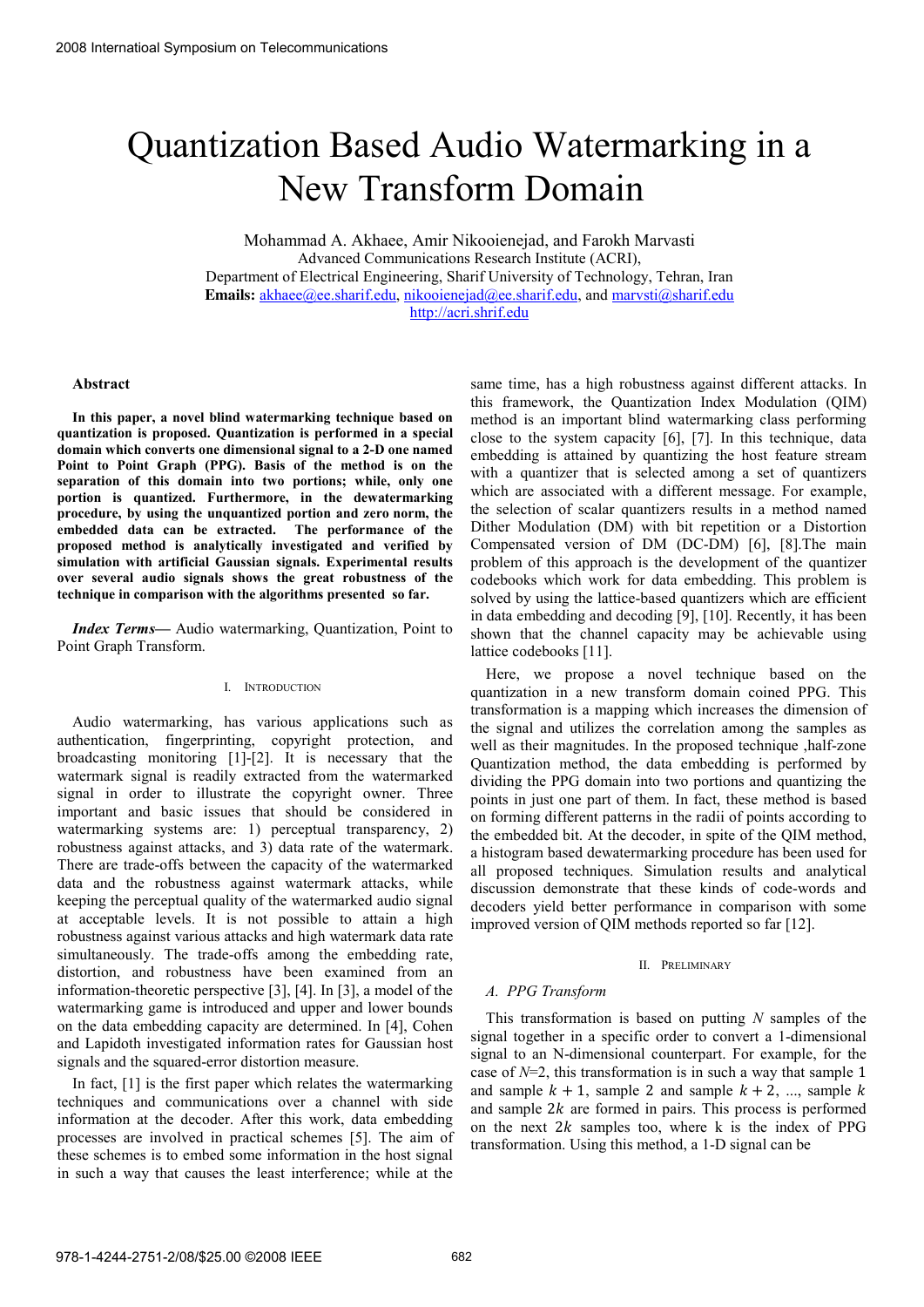# Quantization Based Audio Watermarking in a New Transform Domain

Mohammad A. Akhaee, Amir Nikooienejad, and Farokh Marvasti
Advanced Communications Research Institute (ACRI),
Department of Electrical Engineering, Sharif University of Technology, Tehran, Iran
**Emails:** akhaee@ee.sharif.edu, nikooienejad@ee.sharif.edu, and marvsti@sharif.edu
http://acri.shrif.edu

### Abstract

**In this paper, a novel blind watermarking technique based on quantization is proposed. Quantization is performed in a special domain which converts one dimensional signal to a 2-D one named Point to Point Graph (PPG). Basis of the method is on the separation of this domain into two portions; while, only one portion is quantized. Furthermore, in the dewatermarking procedure, by using the unquantized portion and zero norm, the embedded data can be extracted. The performance of the proposed method is analytically investigated and verified by simulation with artificial Gaussian signals. Experimental results over several audio signals shows the great robustness of the technique in comparison with the algorithms presented so far.**

***Index Terms*— Audio watermarking, Quantization, Point to Point Graph Transform.**

## I. Introduction

Audio watermarking, has various applications such as authentication, fingerprinting, copyright protection, and broadcasting monitoring [1]-[2]. It is necessary that the watermark signal is readily extracted from the watermarked signal in order to illustrate the copyright owner. Three important and basic issues that should be considered in watermarking systems are: 1) perceptual transparency, 2) robustness against attacks, and 3) data rate of the watermark. There are trade-offs between the capacity of the watermarked data and the robustness against watermark attacks, while keeping the perceptual quality of the watermarked audio signal at acceptable levels. It is not possible to attain a high robustness against various attacks and high watermark data rate simultaneously. The trade-offs among the embedding rate, distortion, and robustness have been examined from an information-theoretic perspective [3], [4]. In [3], a model of the watermarking game is introduced and upper and lower bounds on the data embedding capacity are determined. In [4], Cohen and Lapidoth investigated information rates for Gaussian host signals and the squared-error distortion measure.

In fact, [1] is the first paper which relates the watermarking techniques and communications over a channel with side information at the decoder. After this work, data embedding processes are involved in practical schemes [5]. The aim of these schemes is to embed some information in the host signal in such a way that causes the least interference; while at the same time, has a high robustness against different attacks. In this framework, the Quantization Index Modulation (QIM) method is an important blind watermarking class performing close to the system capacity [6], [7]. In this technique, data embedding is attained by quantizing the host feature stream with a quantizer that is selected among a set of quantizers which are associated with a different message. For example, the selection of scalar quantizers results in a method named Dither Modulation (DM) with bit repetition or a Distortion Compensated version of DM (DC-DM) [6], [8].The main problem of this approach is the development of the quantizer codebooks which work for data embedding. This problem is solved by using the lattice-based quantizers which are efficient in data embedding and decoding [9], [10]. Recently, it has been shown that the channel capacity may be achievable using lattice codebooks [11].

Here, we propose a novel technique based on the quantization in a new transform domain coined PPG. This transformation is a mapping which increases the dimension of the signal and utilizes the correlation among the samples as well as their magnitudes. In the proposed technique ,half-zone Quantization method, the data embedding is performed by dividing the PPG domain into two portions and quantizing the points in just one part of them. In fact, these method is based on forming different patterns in the radii of points according to the embedded bit. At the decoder, in spite of the QIM method, a histogram based dewatermarking procedure has been used for all proposed techniques. Simulation results and analytical discussion demonstrate that these kinds of code-words and decoders yield better performance in comparison with some improved version of QIM methods reported so far [12].

## II. Preliminary

### A. PPG Transform

This transformation is based on putting $N$ samples of the signal together in a specific order to convert a 1-dimensional signal to an N-dimensional counterpart. For example, for the case of $N$=2, this transformation is in such a way that sample 1 and sample $k+1$, sample 2 and sample $k+2$, ..., sample $k$ and sample $2k$ are formed in pairs. This process is performed on the next $2k$ samples too, where k is the index of PPG transformation. Using this method, a 1-D signal can be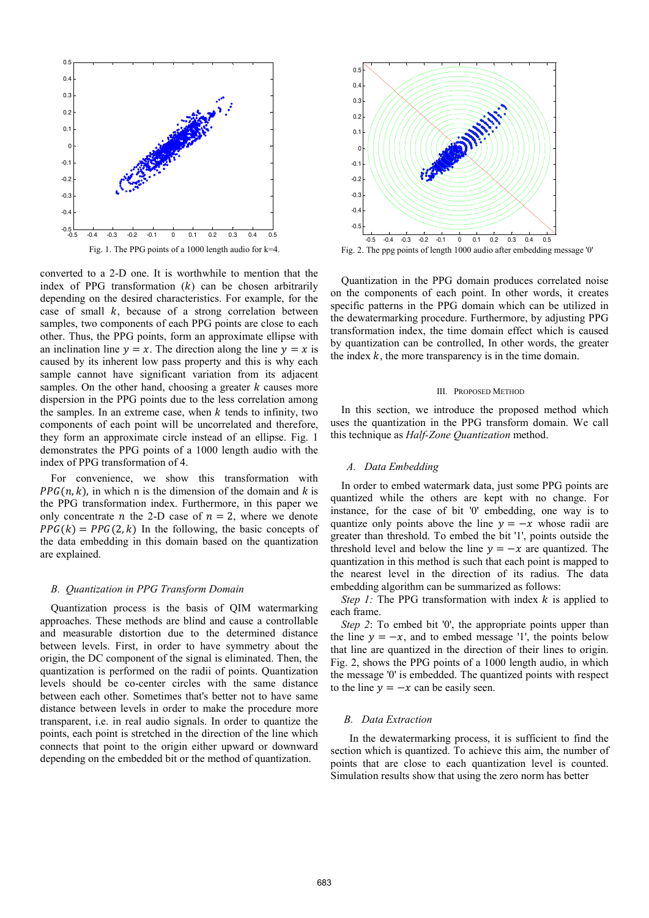Fig. 1. The PPG points of a 1000 length audio for k=4.

Fig. 2. The ppg points of length 1000 audio after embedding message '0'

converted to a 2-D one. It is worthwhile to mention that the index of PPG transformation $(k)$ can be chosen arbitrarily depending on the desired characteristics. For example, for the case of small $k$, because of a strong correlation between samples, two components of each PPG points are close to each other. Thus, the PPG points, form an approximate ellipse with an inclination line $y = x$. The direction along the line $y = x$ is caused by its inherent low pass property and this is why each sample cannot have significant variation from its adjacent samples. On the other hand, choosing a greater $k$ causes more dispersion in the PPG points due to the less correlation among the samples. In an extreme case, when $k$ tends to infinity, two components of each point will be uncorrelated and therefore, they form an approximate circle instead of an ellipse. Fig. 1 demonstrates the PPG points of a 1000 length audio with the index of PPG transformation of 4.

For convenience, we show this transformation with $PPG(n, k)$, in which n is the dimension of the domain and $k$ is the PPG transformation index. Furthermore, in this paper we only concentrate $n$ the 2-D case of $n = 2$, where we denote $PPG(k) = PPG(2, k)$ In the following, the basic concepts of the data embedding in this domain based on the quantization are explained.

### B. Quantization in PPG Transform Domain

Quantization process is the basis of QIM watermarking approaches. These methods are blind and cause a controllable and measurable distortion due to the determined distance between levels. First, in order to have symmetry about the origin, the DC component of the signal is eliminated. Then, the quantization is performed on the radii of points. Quantization levels should be co-center circles with the same distance between each other. Sometimes that's better not to have same distance between levels in order to make the procedure more transparent, i.e. in real audio signals. In order to quantize the points, each point is stretched in the direction of the line which connects that point to the origin either upward or downward depending on the embedded bit or the method of quantization.

Quantization in the PPG domain produces correlated noise on the components of each point. In other words, it creates specific patterns in the PPG domain which can be utilized in the dewatermarking procedure. Furthermore, by adjusting PPG transformation index, the time domain effect which is caused by quantization can be controlled, In other words, the greater the index $k$, the more transparency is in the time domain.

## III. Proposed Method

In this section, we introduce the proposed method which uses the quantization in the PPG transform domain. We call this technique as *Half-Zone Quantization* method.

### A. Data Embedding

In order to embed watermark data, just some PPG points are quantized while the others are kept with no change. For instance, for the case of bit '0' embedding, one way is to quantize only points above the line $y = -x$ whose radii are greater than threshold. To embed the bit '1', points outside the threshold level and below the line $y = -x$ are quantized. The quantization in this method is such that each point is mapped to the nearest level in the direction of its radius. The data embedding algorithm can be summarized as follows:

*Step 1:* The PPG transformation with index $k$ is applied to each frame.

*Step 2*: To embed bit '0', the appropriate points upper than the line $y = -x$, and to embed message '1', the points below that line are quantized in the direction of their lines to origin. Fig. 2, shows the PPG points of a 1000 length audio, in which the message '0' is embedded. The quantized points with respect to the line $y = -x$ can be easily seen.

### B. Data Extraction

In the dewatermarking process, it is sufficient to find the section which is quantized. To achieve this aim, the number of points that are close to each quantization level is counted. Simulation results show that using the zero norm has better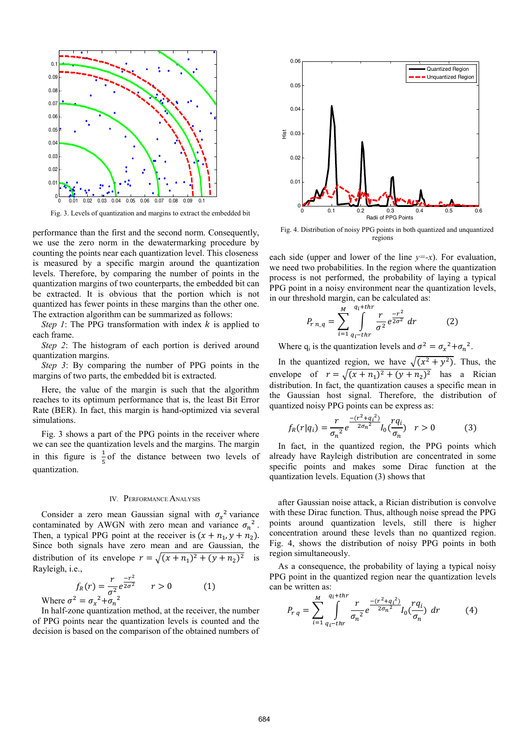Fig. 3. Levels of quantization and margins to extract the embedded bit

performance than the first and the second norm. Consequently, we use the zero norm in the dewatermarking procedure by counting the points near each quantization level. This closeness is measured by a specific margin around the quantization levels. Therefore, by comparing the number of points in the quantization margins of two counterparts, the embedded bit can be extracted. It is obvious that the portion which is not quantized has fewer points in these margins than the other one. The extraction algorithm can be summarized as follows:

*Step 1*: The PPG transformation with index $k$ is applied to each frame.

*Step 2*: The histogram of each portion is derived around quantization margins.

*Step 3*: By comparing the number of PPG points in the margins of two parts, the embedded bit is extracted.

Here, the value of the margin is such that the algorithm reaches to its optimum performance that is, the least Bit Error Rate (BER). In fact, this margin is hand-optimized via several simulations.

Fig. 3 shows a part of the PPG points in the receiver where we can see the quantization levels and the margins. The margin in this figure is $\frac{1}{5}$of the distance between two levels of quantization.

## IV. Performance Analysis

Consider a zero mean Gaussian signal with $\sigma_x^2$ variance contaminated by AWGN with zero mean and variance $\sigma_n^2$. Then, a typical PPG point at the receiver is $(x+n_1, y+n_2)$. Since both signals have zero mean and are Gaussian, the distribution of its envelope $r=\sqrt{(x+n_1)^2+(y+n_2)^2}$ is Rayleigh, i.e.,

$$f_R(r)=\frac{r}{\sigma^2}e^{\frac{-r^2}{2\sigma^2}} \qquad r>0 \qquad (1)$$

Where $\sigma^2=\sigma_x^2+\sigma_n^2$

In half-zone quantization method, at the receiver, the number of PPG points near the quantization levels is counted and the decision is based on the comparison of the obtained numbers of each side (upper and lower of the line $y$=-$x$). For evaluation, we need two probabilities. In the region where the quantization process is not performed, the probability of laying a typical PPG point in a noisy environment near the quantization levels, in our threshold margin, can be calculated as:

$$P_{r\,n\_q}=\sum_{i=1}^{M}\int_{q_i-thr}^{q_i+thr}\frac{r}{\sigma^2}e^{\frac{-r^2}{2\sigma^2}}\,dr \qquad (2)$$

Where $q_i$ is the quantization levels and $\sigma^2=\sigma_x^2+\sigma_n^2$.

In the quantized region, we have $\sqrt{(x^2+y^2)}$. Thus, the envelope of $r=\sqrt{(x+n_1)^2+(y+n_2)^2}$ has a Rician distribution. In fact, the quantization causes a specific mean in the Gaussian host signal. Therefore, the distribution of quantized noisy PPG points can be express as:

$$f_R(r|q_i)=\frac{r}{\sigma_n^2}e^{\frac{-(r^2+q_i^2)}{2\sigma_n^2}}I_0\left(\frac{rq_i}{\sigma_n}\right) \qquad r>0 \qquad (3)$$

In fact, in the quantized region, the PPG points which already have Rayleigh distribution are concentrated in some specific points and makes some Dirac function at the quantization levels. Equation (3) shows that after Gaussian noise attack, a Rician distribution is convolve with these Dirac function. Thus, although noise spread the PPG points around quantization levels, still there is higher concentration around these levels than no quantized region. Fig. 4, shows the distribution of noisy PPG points in both region simultaneously.

Fig. 4. Distribution of noisy PPG points in both quantized and unquantized regions

As a consequence, the probability of laying a typical noisy PPG point in the quantized region near the quantization levels can be written as:

$$P_{r\,q}=\sum_{i=1}^{M}\int_{q_i-thr}^{q_i+thr}\frac{r}{\sigma_n^2}e^{\frac{-(r^2+q_i^2)}{2\sigma_n^2}}I_0\left(\frac{rq_i}{\sigma_n}\right)\,dr \qquad (4)$$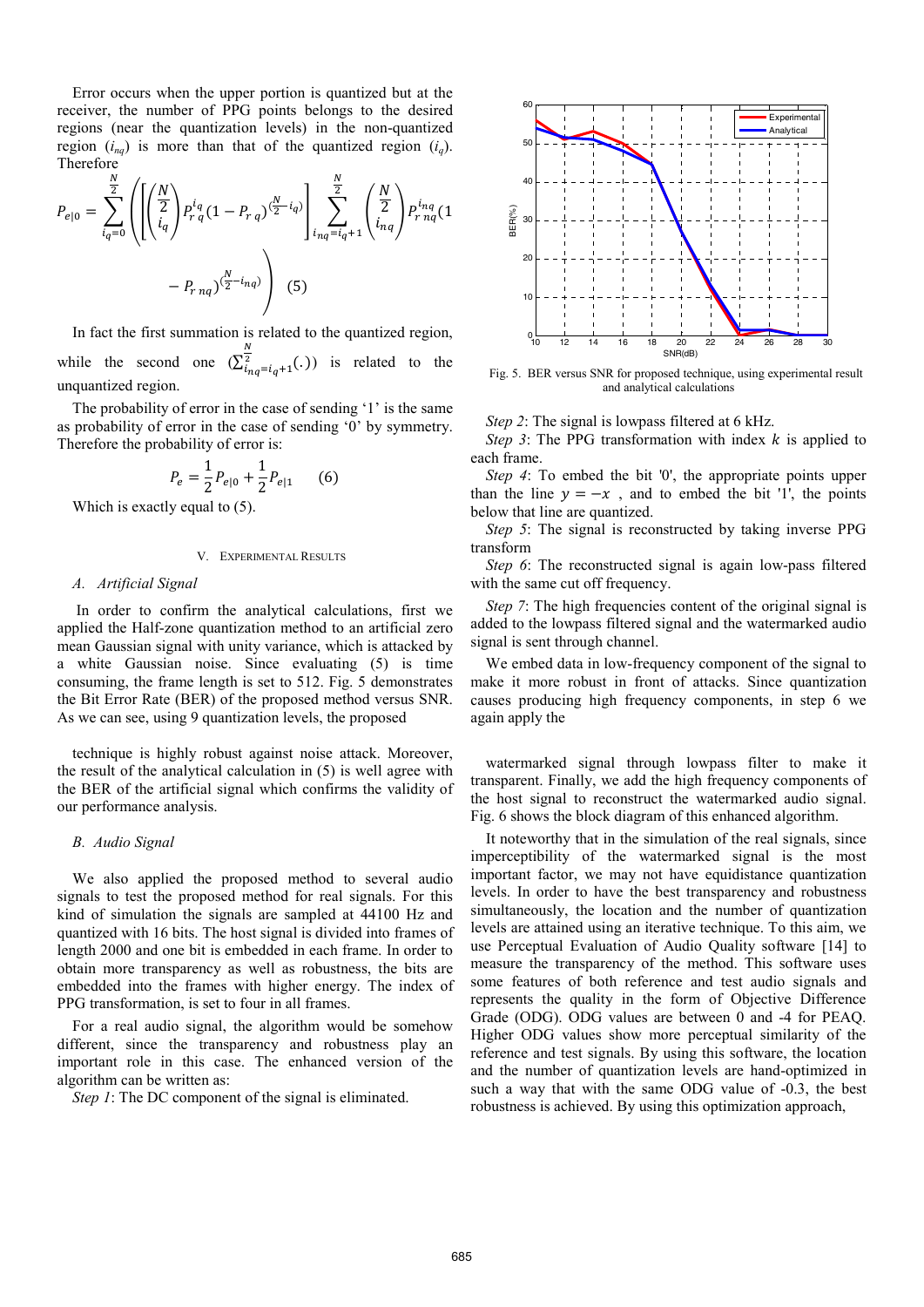Error occurs when the upper portion is quantized but at the receiver, the number of PPG points belongs to the desired regions (near the quantization levels) in the non-quantized region ($i_{nq}$) is more than that of the quantized region ($i_q$). Therefore

$$P_{e|0} = \sum_{i_q=0}^{\frac{N}{2}} \left( \left[ \binom{\frac{N}{2}}{i_q} P_{r\,q}^{i_q} (1 - P_{r\,q})^{(\frac{N}{2} - i_q)} \right] \sum_{i_{nq}=i_q+1}^{\frac{N}{2}} \binom{\frac{N}{2}}{i_{nq}} P_{r\,nq}^{i_{nq}} (1 - P_{r\,nq})^{(\frac{N}{2} - i_{nq})} \right) \quad (5)$$

In fact the first summation is related to the quantized region, while the second one ($\sum_{i_{nq}=i_q+1}^{\frac{N}{2}}(.)$) is related to the unquantized region.

The probability of error in the case of sending '1' is the same as probability of error in the case of sending '0' by symmetry. Therefore the probability of error is:

$$P_e = \frac{1}{2} P_{e|0} + \frac{1}{2} P_{e|1} \quad (6)$$

Which is exactly equal to (5).

## V. Experimental Results

### A. Artificial Signal

In order to confirm the analytical calculations, first we applied the Half-zone quantization method to an artificial zero mean Gaussian signal with unity variance, which is attacked by a white Gaussian noise. Since evaluating (5) is time consuming, the frame length is set to 512. Fig. 5 demonstrates the Bit Error Rate (BER) of the proposed method versus SNR. As we can see, using 9 quantization levels, the proposed technique is highly robust against noise attack. Moreover, the result of the analytical calculation in (5) is well agree with the BER of the artificial signal which confirms the validity of our performance analysis.

Fig. 5. BER versus SNR for proposed technique, using experimental result and analytical calculations

### B. Audio Signal

We also applied the proposed method to several audio signals to test the proposed method for real signals. For this kind of simulation the signals are sampled at 44100 Hz and quantized with 16 bits. The host signal is divided into frames of length 2000 and one bit is embedded in each frame. In order to obtain more transparency as well as robustness, the bits are embedded into the frames with higher energy. The index of PPG transformation, is set to four in all frames.

For a real audio signal, the algorithm would be somehow different, since the transparency and robustness play an important role in this case. The enhanced version of the algorithm can be written as:

*Step 1*: The DC component of the signal is eliminated.

*Step 2*: The signal is lowpass filtered at 6 kHz.

*Step 3*: The PPG transformation with index $k$ is applied to each frame.

*Step 4*: To embed the bit '0', the appropriate points upper than the line $y = -x$ , and to embed the bit '1', the points below that line are quantized.

*Step 5*: The signal is reconstructed by taking inverse PPG transform

*Step 6*: The reconstructed signal is again low-pass filtered with the same cut off frequency.

*Step 7*: The high frequencies content of the original signal is added to the lowpass filtered signal and the watermarked audio signal is sent through channel.

We embed data in low-frequency component of the signal to make it more robust in front of attacks. Since quantization causes producing high frequency components, in step 6 we again apply the watermarked signal through lowpass filter to make it transparent. Finally, we add the high frequency components of the host signal to reconstruct the watermarked audio signal. Fig. 6 shows the block diagram of this enhanced algorithm.

It noteworthy that in the simulation of the real signals, since imperceptibility of the watermarked signal is the most important factor, we may not have equidistance quantization levels. In order to have the best transparency and robustness simultaneously, the location and the number of quantization levels are attained using an iterative technique. To this aim, we use Perceptual Evaluation of Audio Quality software [14] to measure the transparency of the method. This software uses some features of both reference and test audio signals and represents the quality in the form of Objective Difference Grade (ODG). ODG values are between 0 and -4 for PEAQ. Higher ODG values show more perceptual similarity of the reference and test signals. By using this software, the location and the number of quantization levels are hand-optimized in such a way that with the same ODG value of -0.3, the best robustness is achieved. By using this optimization approach,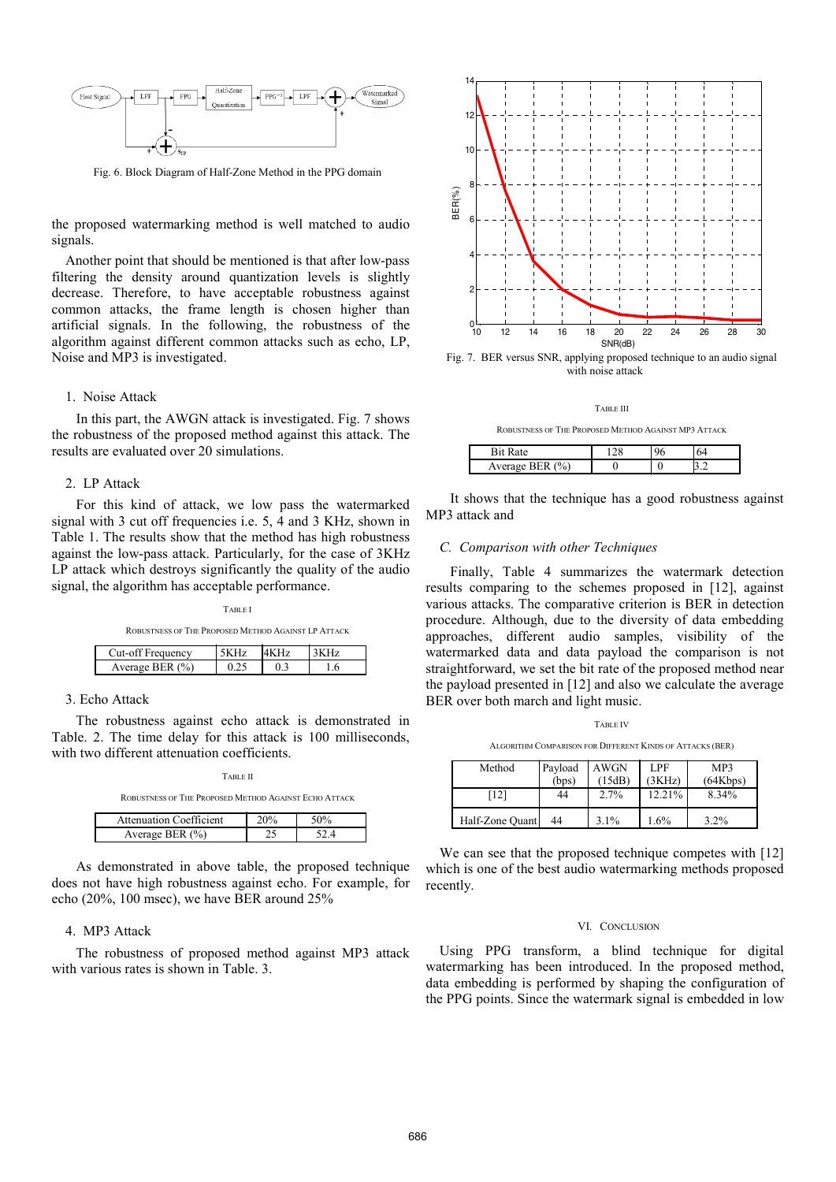Fig. 6. Block Diagram of Half-Zone Method in the PPG domain

the proposed watermarking method is well matched to audio signals.

Another point that should be mentioned is that after low-pass filtering the density around quantization levels is slightly decrease. Therefore, to have acceptable robustness against common attacks, the frame length is chosen higher than artificial signals. In the following, the robustness of the algorithm against different common attacks such as echo, LP, Noise and MP3 is investigated.

1. Noise Attack

In this part, the AWGN attack is investigated. Fig. 7 shows the robustness of the proposed method against this attack. The results are evaluated over 20 simulations.

2. LP Attack

For this kind of attack, we low pass the watermarked signal with 3 cut off frequencies i.e. 5, 4 and 3 KHz, shown in Table 1. The results show that the method has high robustness against the low-pass attack. Particularly, for the case of 3KHz LP attack which destroys significantly the quality of the audio signal, the algorithm has acceptable performance.

TABLE I

ROBUSTNESS OF THE PROPOSED METHOD AGAINST LP ATTACK

| Cut-off Frequency | 5KHz | 4KHz | 3KHz |
|---|---|---|---|
| Average BER (%) | 0.25 | 0.3 | 1.6 |

3. Echo Attack

The robustness against echo attack is demonstrated in Table. 2. The time delay for this attack is 100 milliseconds, with two different attenuation coefficients.

TABLE II

ROBUSTNESS OF THE PROPOSED METHOD AGAINST ECHO ATTACK

| Attenuation Coefficient | 20% | 50% |
|---|---|---|
| Average BER (%) | 25 | 52.4 |

As demonstrated in above table, the proposed technique does not have high robustness against echo. For example, for echo (20%, 100 msec), we have BER around 25%

4. MP3 Attack

The robustness of proposed method against MP3 attack with various rates is shown in Table. 3.

Fig. 7. BER versus SNR, applying proposed technique to an audio signal with noise attack

TABLE III

ROBUSTNESS OF THE PROPOSED METHOD AGAINST MP3 ATTACK

| Bit Rate | 128 | 96 | 64 |
|---|---|---|---|
| Average BER (%) | 0 | 0 | 3.2 |

It shows that the technique has a good robustness against MP3 attack and

### C. Comparison with other Techniques

Finally, Table 4 summarizes the watermark detection results comparing to the schemes proposed in [12], against various attacks. The comparative criterion is BER in detection procedure. Although, due to the diversity of data embedding approaches, different audio samples, visibility of the watermarked data and data payload the comparison is not straightforward, we set the bit rate of the proposed method near the payload presented in [12] and also we calculate the average BER over both march and light music.

TABLE IV

ALGORITHM COMPARISON FOR DIFFERENT KINDS OF ATTACKS (BER)

| Method | Payload (bps) | AWGN (15dB) | LPF (3KHz) | MP3 (64Kbps) |
|---|---|---|---|---|
| [12] | 44 | 2.7% | 12.21% | 8.34% |
| Half-Zone Quant | 44 | 3.1% | 1.6% | 3.2% |

We can see that the proposed technique competes with [12] which is one of the best audio watermarking methods proposed recently.

## VI. CONCLUSION

Using PPG transform, a blind technique for digital watermarking has been introduced. In the proposed method, data embedding is performed by shaping the configuration of the PPG points. Since the watermark signal is embedded in low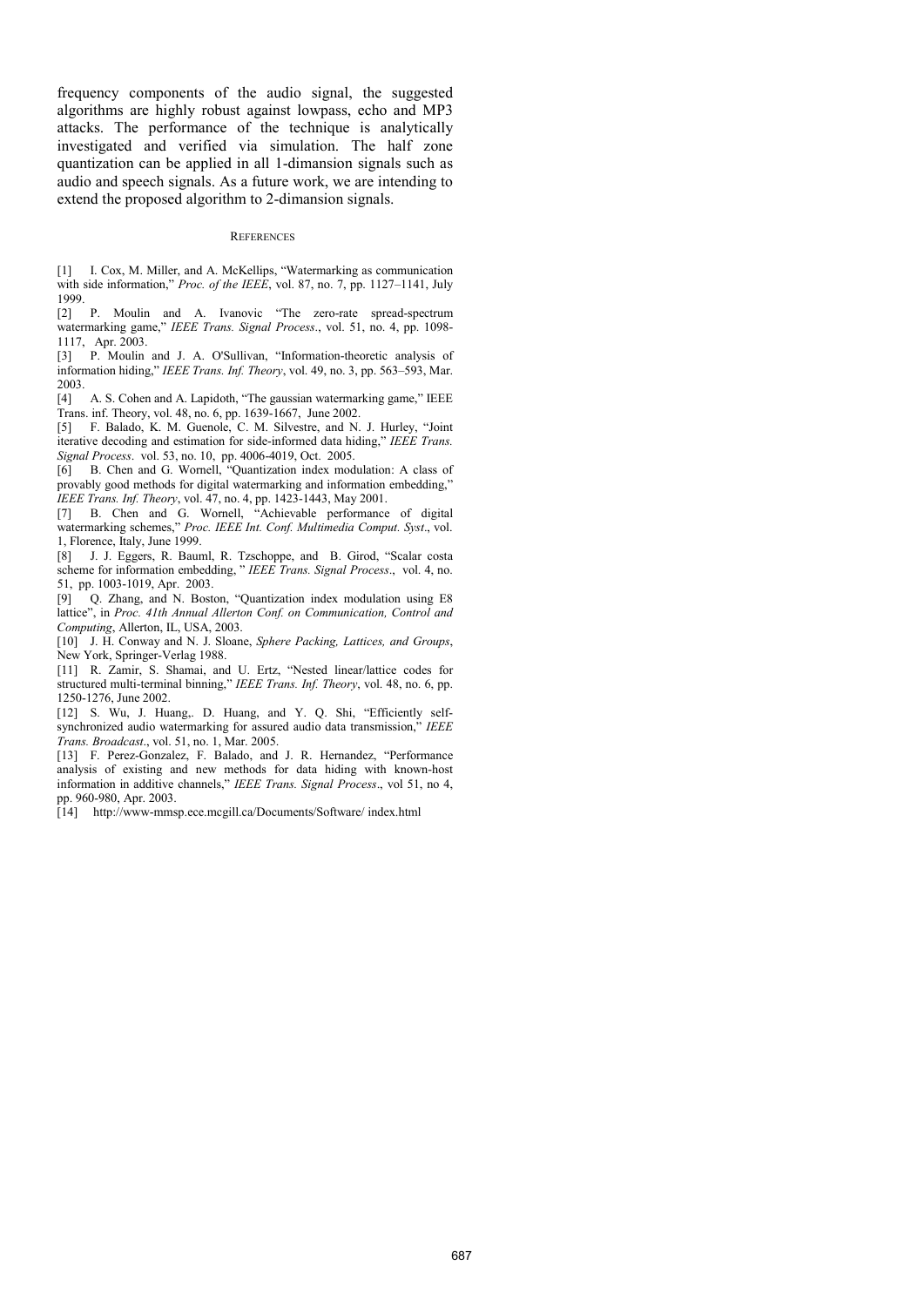frequency components of the audio signal, the suggested algorithms are highly robust against lowpass, echo and MP3 attacks. The performance of the technique is analytically investigated and verified via simulation. The half zone quantization can be applied in all 1-dimansion signals such as audio and speech signals. As a future work, we are intending to extend the proposed algorithm to 2-dimansion signals.

## REFERENCES

[1] I. Cox, M. Miller, and A. McKellips, "Watermarking as communication with side information," *Proc. of the IEEE*, vol. 87, no. 7, pp. 1127–1141, July 1999.

[2] P. Moulin and A. Ivanovic "The zero-rate spread-spectrum watermarking game," *IEEE Trans. Signal Process*., vol. 51, no. 4, pp. 1098-1117, Apr. 2003.

[3] P. Moulin and J. A. O'Sullivan, "Information-theoretic analysis of information hiding," *IEEE Trans. Inf. Theory*, vol. 49, no. 3, pp. 563–593, Mar. 2003.

[4] A. S. Cohen and A. Lapidoth, "The gaussian watermarking game," IEEE Trans. inf. Theory, vol. 48, no. 6, pp. 1639-1667, June 2002.

[5] F. Balado, K. M. Guenole, C. M. Silvestre, and N. J. Hurley, "Joint iterative decoding and estimation for side-informed data hiding," *IEEE Trans. Signal Process*. vol. 53, no. 10, pp. 4006-4019, Oct. 2005.

[6] B. Chen and G. Wornell, "Quantization index modulation: A class of provably good methods for digital watermarking and information embedding," *IEEE Trans. Inf. Theory*, vol. 47, no. 4, pp. 1423-1443, May 2001.

[7] B. Chen and G. Wornell, "Achievable performance of digital watermarking schemes," *Proc. IEEE Int. Conf. Multimedia Comput. Syst*., vol. 1, Florence, Italy, June 1999.

[8] J. J. Eggers, R. Bauml, R. Tzschoppe, and B. Girod, "Scalar costa scheme for information embedding, " *IEEE Trans. Signal Process*., vol. 4, no. 51, pp. 1003-1019, Apr. 2003.

[9] Q. Zhang, and N. Boston, "Quantization index modulation using E8 lattice", in *Proc. 41th Annual Allerton Conf. on Communication, Control and Computing*, Allerton, IL, USA, 2003.

[10] J. H. Conway and N. J. Sloane, *Sphere Packing, Lattices, and Groups*, New York, Springer-Verlag 1988.

[11] R. Zamir, S. Shamai, and U. Ertz, "Nested linear/lattice codes for structured multi-terminal binning," *IEEE Trans. Inf. Theory*, vol. 48, no. 6, pp. 1250-1276, June 2002.

[12] S. Wu, J. Huang,. D. Huang, and Y. Q. Shi, "Efficiently self-synchronized audio watermarking for assured audio data transmission," *IEEE Trans. Broadcast*., vol. 51, no. 1, Mar. 2005.

[13] F. Perez-Gonzalez, F. Balado, and J. R. Hernandez, "Performance analysis of existing and new methods for data hiding with known-host information in additive channels," *IEEE Trans. Signal Process*., vol 51, no 4, pp. 960-980, Apr. 2003.

[14] http://www-mmsp.ece.mcgill.ca/Documents/Software/ index.html